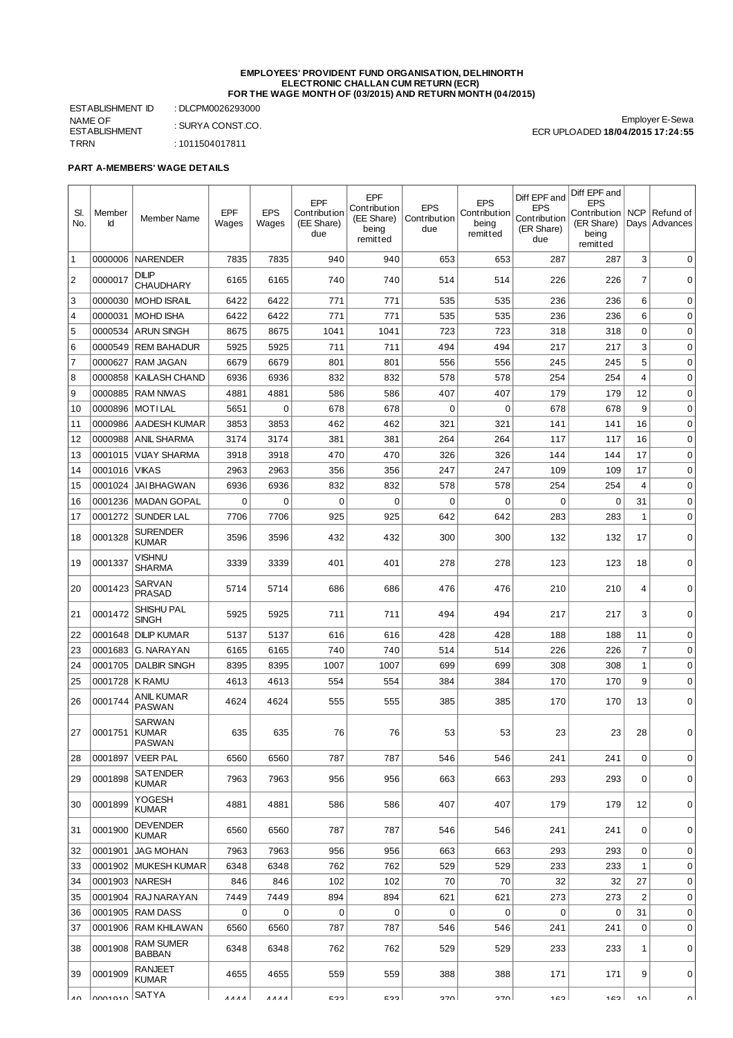**EMPLOYEES' PROVIDENT FUND ORGANISATION, DELHINORTH**
**ELECTRONIC CHALLAN CUM RETURN (ECR)**
**FOR THE WAGE MONTH OF (03/2015) AND RETURN MONTH (04/2015)**

ESTABLISHMENT ID : DLCPM0026293000
NAME OF ESTABLISHMENT : SURYA CONST.CO.
TRRN : 1011504017811

Employer E-Sewa
ECR UPLOADED **18/04/2015 17:24:55**

**PART A-MEMBERS' WAGE DETAILS**

| Sl. No. | Member Id | Member Name | EPF Wages | EPS Wages | EPF Contribution (EE Share) due | EPF Contribution (EE Share) being remitted | EPS Contribution due | EPS Contribution being remitted | Diff EPF and EPS Contribution (ER Share) due | Diff EPF and EPS Contribution (ER Share) being remitted | NCP Days | Refund of Advances |
|---|---|---|---|---|---|---|---|---|---|---|---|---|
| 1 | 0000006 | NARENDER | 7835 | 7835 | 940 | 940 | 653 | 653 | 287 | 287 | 3 | 0 |
| 2 | 0000017 | DILIP CHAUDHARY | 6165 | 6165 | 740 | 740 | 514 | 514 | 226 | 226 | 7 | 0 |
| 3 | 0000030 | MOHD ISRAIL | 6422 | 6422 | 771 | 771 | 535 | 535 | 236 | 236 | 6 | 0 |
| 4 | 0000031 | MOHD ISHA | 6422 | 6422 | 771 | 771 | 535 | 535 | 236 | 236 | 6 | 0 |
| 5 | 0000534 | ARUN SINGH | 8675 | 8675 | 1041 | 1041 | 723 | 723 | 318 | 318 | 0 | 0 |
| 6 | 0000549 | REM BAHADUR | 5925 | 5925 | 711 | 711 | 494 | 494 | 217 | 217 | 3 | 0 |
| 7 | 0000627 | RAM JAGAN | 6679 | 6679 | 801 | 801 | 556 | 556 | 245 | 245 | 5 | 0 |
| 8 | 0000858 | KAILASH CHAND | 6936 | 6936 | 832 | 832 | 578 | 578 | 254 | 254 | 4 | 0 |
| 9 | 0000885 | RAM NIWAS | 4881 | 4881 | 586 | 586 | 407 | 407 | 179 | 179 | 12 | 0 |
| 10 | 0000896 | MOTI LAL | 5651 | 0 | 678 | 678 | 0 | 0 | 678 | 678 | 9 | 0 |
| 11 | 0000986 | AADESH KUMAR | 3853 | 3853 | 462 | 462 | 321 | 321 | 141 | 141 | 16 | 0 |
| 12 | 0000988 | ANIL SHARMA | 3174 | 3174 | 381 | 381 | 264 | 264 | 117 | 117 | 16 | 0 |
| 13 | 0001015 | VIJAY SHARMA | 3918 | 3918 | 470 | 470 | 326 | 326 | 144 | 144 | 17 | 0 |
| 14 | 0001016 | VIKAS | 2963 | 2963 | 356 | 356 | 247 | 247 | 109 | 109 | 17 | 0 |
| 15 | 0001024 | JAI BHAGWAN | 6936 | 6936 | 832 | 832 | 578 | 578 | 254 | 254 | 4 | 0 |
| 16 | 0001236 | MADAN GOPAL | 0 | 0 | 0 | 0 | 0 | 0 | 0 | 0 | 31 | 0 |
| 17 | 0001272 | SUNDER LAL | 7706 | 7706 | 925 | 925 | 642 | 642 | 283 | 283 | 1 | 0 |
| 18 | 0001328 | SURENDER KUMAR | 3596 | 3596 | 432 | 432 | 300 | 300 | 132 | 132 | 17 | 0 |
| 19 | 0001337 | VISHNU SHARMA | 3339 | 3339 | 401 | 401 | 278 | 278 | 123 | 123 | 18 | 0 |
| 20 | 0001423 | SARVAN PRASAD | 5714 | 5714 | 686 | 686 | 476 | 476 | 210 | 210 | 4 | 0 |
| 21 | 0001472 | SHISHU PAL SINGH | 5925 | 5925 | 711 | 711 | 494 | 494 | 217 | 217 | 3 | 0 |
| 22 | 0001648 | DILIP KUMAR | 5137 | 5137 | 616 | 616 | 428 | 428 | 188 | 188 | 11 | 0 |
| 23 | 0001683 | G. NARAYAN | 6165 | 6165 | 740 | 740 | 514 | 514 | 226 | 226 | 7 | 0 |
| 24 | 0001705 | DALBIR SINGH | 8395 | 8395 | 1007 | 1007 | 699 | 699 | 308 | 308 | 1 | 0 |
| 25 | 0001728 | K RAMU | 4613 | 4613 | 554 | 554 | 384 | 384 | 170 | 170 | 9 | 0 |
| 26 | 0001744 | ANIL KUMAR PASWAN | 4624 | 4624 | 555 | 555 | 385 | 385 | 170 | 170 | 13 | 0 |
| 27 | 0001751 | SARWAN KUMAR PASWAN | 635 | 635 | 76 | 76 | 53 | 53 | 23 | 23 | 28 | 0 |
| 28 | 0001897 | VEER PAL | 6560 | 6560 | 787 | 787 | 546 | 546 | 241 | 241 | 0 | 0 |
| 29 | 0001898 | SATENDER KUMAR | 7963 | 7963 | 956 | 956 | 663 | 663 | 293 | 293 | 0 | 0 |
| 30 | 0001899 | YOGESH KUMAR | 4881 | 4881 | 586 | 586 | 407 | 407 | 179 | 179 | 12 | 0 |
| 31 | 0001900 | DEVENDER KUMAR | 6560 | 6560 | 787 | 787 | 546 | 546 | 241 | 241 | 0 | 0 |
| 32 | 0001901 | JAG MOHAN | 7963 | 7963 | 956 | 956 | 663 | 663 | 293 | 293 | 0 | 0 |
| 33 | 0001902 | MUKESH KUMAR | 6348 | 6348 | 762 | 762 | 529 | 529 | 233 | 233 | 1 | 0 |
| 34 | 0001903 | NARESH | 846 | 846 | 102 | 102 | 70 | 70 | 32 | 32 | 27 | 0 |
| 35 | 0001904 | RAJ NARAYAN | 7449 | 7449 | 894 | 894 | 621 | 621 | 273 | 273 | 2 | 0 |
| 36 | 0001905 | RAM DASS | 0 | 0 | 0 | 0 | 0 | 0 | 0 | 0 | 31 | 0 |
| 37 | 0001906 | RAM KHILAWAN | 6560 | 6560 | 787 | 787 | 546 | 546 | 241 | 241 | 0 | 0 |
| 38 | 0001908 | RAM SUMER BABBAN | 6348 | 6348 | 762 | 762 | 529 | 529 | 233 | 233 | 1 | 0 |
| 39 | 0001909 | RANJEET KUMAR | 4655 | 4655 | 559 | 559 | 388 | 388 | 171 | 171 | 9 | 0 |
| 40 | 0001910 | SATYA | 4444 | 4444 | 533 | 533 | 370 | 370 | 163 | 163 | 10 | 0 |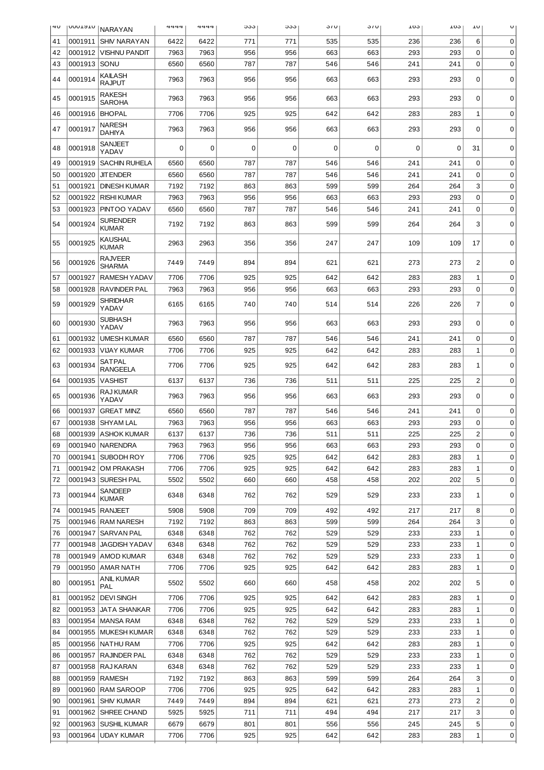| 40 | 0001910 | NARAYAN | 4444 | 4444 | 533 | 533 | 370 | 370 | 163 | 163 | 10 | 0 |
|---|---|---|---|---|---|---|---|---|---|---|---|---|
| 41 | 0001911 | SHIV NARAYAN | 6422 | 6422 | 771 | 771 | 535 | 535 | 236 | 236 | 6 | 0 |
| 42 | 0001912 | VISHNU PANDIT | 7963 | 7963 | 956 | 956 | 663 | 663 | 293 | 293 | 0 | 0 |
| 43 | 0001913 | SONU | 6560 | 6560 | 787 | 787 | 546 | 546 | 241 | 241 | 0 | 0 |
| 44 | 0001914 | KAILASH RAJPUT | 7963 | 7963 | 956 | 956 | 663 | 663 | 293 | 293 | 0 | 0 |
| 45 | 0001915 | RAKESH SAROHA | 7963 | 7963 | 956 | 956 | 663 | 663 | 293 | 293 | 0 | 0 |
| 46 | 0001916 | BHOPAL | 7706 | 7706 | 925 | 925 | 642 | 642 | 283 | 283 | 1 | 0 |
| 47 | 0001917 | NARESH DAHIYA | 7963 | 7963 | 956 | 956 | 663 | 663 | 293 | 293 | 0 | 0 |
| 48 | 0001918 | SANJEET YADAV | 0 | 0 | 0 | 0 | 0 | 0 | 0 | 0 | 31 | 0 |
| 49 | 0001919 | SACHIN RUHELA | 6560 | 6560 | 787 | 787 | 546 | 546 | 241 | 241 | 0 | 0 |
| 50 | 0001920 | JITENDER | 6560 | 6560 | 787 | 787 | 546 | 546 | 241 | 241 | 0 | 0 |
| 51 | 0001921 | DINESH KUMAR | 7192 | 7192 | 863 | 863 | 599 | 599 | 264 | 264 | 3 | 0 |
| 52 | 0001922 | RISHI KUMAR | 7963 | 7963 | 956 | 956 | 663 | 663 | 293 | 293 | 0 | 0 |
| 53 | 0001923 | PINTOO YADAV | 6560 | 6560 | 787 | 787 | 546 | 546 | 241 | 241 | 0 | 0 |
| 54 | 0001924 | SURENDER KUMAR | 7192 | 7192 | 863 | 863 | 599 | 599 | 264 | 264 | 3 | 0 |
| 55 | 0001925 | KAUSHAL KUMAR | 2963 | 2963 | 356 | 356 | 247 | 247 | 109 | 109 | 17 | 0 |
| 56 | 0001926 | RAJVEER SHARMA | 7449 | 7449 | 894 | 894 | 621 | 621 | 273 | 273 | 2 | 0 |
| 57 | 0001927 | RAMESH YADAV | 7706 | 7706 | 925 | 925 | 642 | 642 | 283 | 283 | 1 | 0 |
| 58 | 0001928 | RAVINDER PAL | 7963 | 7963 | 956 | 956 | 663 | 663 | 293 | 293 | 0 | 0 |
| 59 | 0001929 | SHRIDHAR YADAV | 6165 | 6165 | 740 | 740 | 514 | 514 | 226 | 226 | 7 | 0 |
| 60 | 0001930 | SUBHASH YADAV | 7963 | 7963 | 956 | 956 | 663 | 663 | 293 | 293 | 0 | 0 |
| 61 | 0001932 | UMESH KUMAR | 6560 | 6560 | 787 | 787 | 546 | 546 | 241 | 241 | 0 | 0 |
| 62 | 0001933 | VIJAY KUMAR | 7706 | 7706 | 925 | 925 | 642 | 642 | 283 | 283 | 1 | 0 |
| 63 | 0001934 | SATPAL RANGEELA | 7706 | 7706 | 925 | 925 | 642 | 642 | 283 | 283 | 1 | 0 |
| 64 | 0001935 | VASHIST | 6137 | 6137 | 736 | 736 | 511 | 511 | 225 | 225 | 2 | 0 |
| 65 | 0001936 | RAJ KUMAR YADAV | 7963 | 7963 | 956 | 956 | 663 | 663 | 293 | 293 | 0 | 0 |
| 66 | 0001937 | GREAT MINZ | 6560 | 6560 | 787 | 787 | 546 | 546 | 241 | 241 | 0 | 0 |
| 67 | 0001938 | SHYAM LAL | 7963 | 7963 | 956 | 956 | 663 | 663 | 293 | 293 | 0 | 0 |
| 68 | 0001939 | ASHOK KUMAR | 6137 | 6137 | 736 | 736 | 511 | 511 | 225 | 225 | 2 | 0 |
| 69 | 0001940 | NARENDRA | 7963 | 7963 | 956 | 956 | 663 | 663 | 293 | 293 | 0 | 0 |
| 70 | 0001941 | SUBODH ROY | 7706 | 7706 | 925 | 925 | 642 | 642 | 283 | 283 | 1 | 0 |
| 71 | 0001942 | OM PRAKASH | 7706 | 7706 | 925 | 925 | 642 | 642 | 283 | 283 | 1 | 0 |
| 72 | 0001943 | SURESH PAL | 5502 | 5502 | 660 | 660 | 458 | 458 | 202 | 202 | 5 | 0 |
| 73 | 0001944 | SANDEEP KUMAR | 6348 | 6348 | 762 | 762 | 529 | 529 | 233 | 233 | 1 | 0 |
| 74 | 0001945 | RANJEET | 5908 | 5908 | 709 | 709 | 492 | 492 | 217 | 217 | 8 | 0 |
| 75 | 0001946 | RAM NARESH | 7192 | 7192 | 863 | 863 | 599 | 599 | 264 | 264 | 3 | 0 |
| 76 | 0001947 | SARVAN PAL | 6348 | 6348 | 762 | 762 | 529 | 529 | 233 | 233 | 1 | 0 |
| 77 | 0001948 | JAGDISH YADAV | 6348 | 6348 | 762 | 762 | 529 | 529 | 233 | 233 | 1 | 0 |
| 78 | 0001949 | AMOD KUMAR | 6348 | 6348 | 762 | 762 | 529 | 529 | 233 | 233 | 1 | 0 |
| 79 | 0001950 | AMAR NATH | 7706 | 7706 | 925 | 925 | 642 | 642 | 283 | 283 | 1 | 0 |
| 80 | 0001951 | ANIL KUMAR PAL | 5502 | 5502 | 660 | 660 | 458 | 458 | 202 | 202 | 5 | 0 |
| 81 | 0001952 | DEVI SINGH | 7706 | 7706 | 925 | 925 | 642 | 642 | 283 | 283 | 1 | 0 |
| 82 | 0001953 | JATA SHANKAR | 7706 | 7706 | 925 | 925 | 642 | 642 | 283 | 283 | 1 | 0 |
| 83 | 0001954 | MANSA RAM | 6348 | 6348 | 762 | 762 | 529 | 529 | 233 | 233 | 1 | 0 |
| 84 | 0001955 | MUKESH KUMAR | 6348 | 6348 | 762 | 762 | 529 | 529 | 233 | 233 | 1 | 0 |
| 85 | 0001956 | NATHU RAM | 7706 | 7706 | 925 | 925 | 642 | 642 | 283 | 283 | 1 | 0 |
| 86 | 0001957 | RAJINDER PAL | 6348 | 6348 | 762 | 762 | 529 | 529 | 233 | 233 | 1 | 0 |
| 87 | 0001958 | RAJ KARAN | 6348 | 6348 | 762 | 762 | 529 | 529 | 233 | 233 | 1 | 0 |
| 88 | 0001959 | RAMESH | 7192 | 7192 | 863 | 863 | 599 | 599 | 264 | 264 | 3 | 0 |
| 89 | 0001960 | RAM SAROOP | 7706 | 7706 | 925 | 925 | 642 | 642 | 283 | 283 | 1 | 0 |
| 90 | 0001961 | SHIV KUMAR | 7449 | 7449 | 894 | 894 | 621 | 621 | 273 | 273 | 2 | 0 |
| 91 | 0001962 | SHREE CHAND | 5925 | 5925 | 711 | 711 | 494 | 494 | 217 | 217 | 3 | 0 |
| 92 | 0001963 | SUSHIL KUMAR | 6679 | 6679 | 801 | 801 | 556 | 556 | 245 | 245 | 5 | 0 |
| 93 | 0001964 | UDAY KUMAR | 7706 | 7706 | 925 | 925 | 642 | 642 | 283 | 283 | 1 | 0 |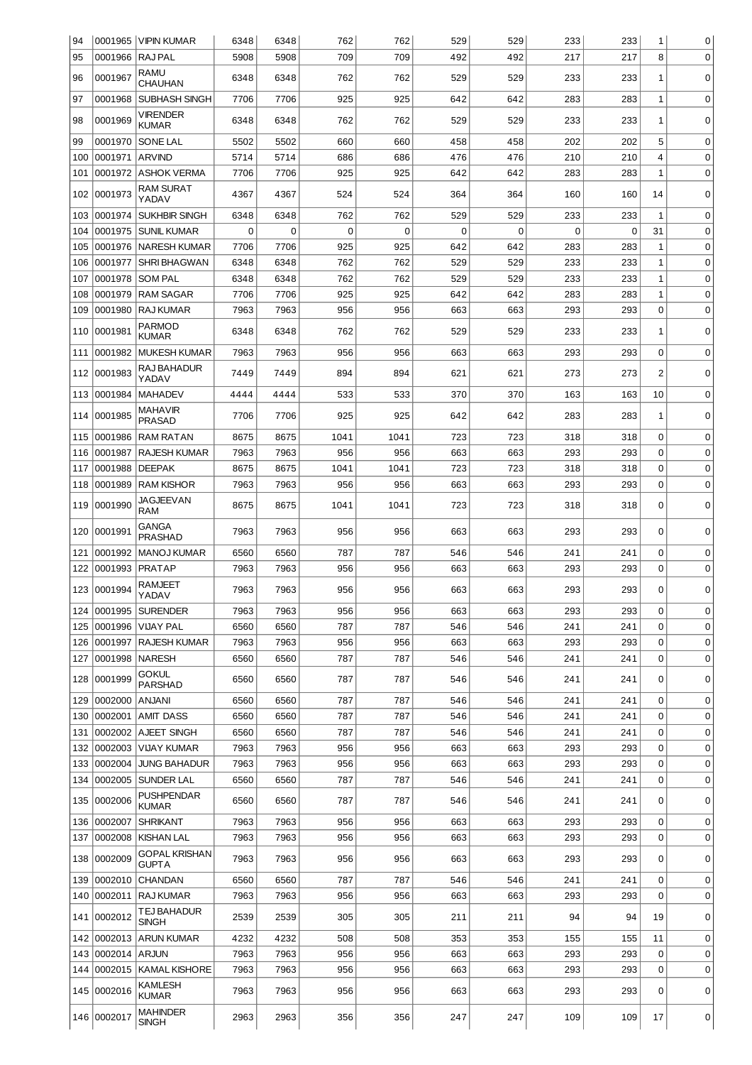| 94 | 0001965 | VIPIN KUMAR | 6348 | 6348 | 762 | 762 | 529 | 529 | 233 | 233 | 1 | 0 |
|---|---|---|---|---|---|---|---|---|---|---|---|---|
| 95 | 0001966 | RAJ PAL | 5908 | 5908 | 709 | 709 | 492 | 492 | 217 | 217 | 8 | 0 |
| 96 | 0001967 | RAMU CHAUHAN | 6348 | 6348 | 762 | 762 | 529 | 529 | 233 | 233 | 1 | 0 |
| 97 | 0001968 | SUBHASH SINGH | 7706 | 7706 | 925 | 925 | 642 | 642 | 283 | 283 | 1 | 0 |
| 98 | 0001969 | VIRENDER KUMAR | 6348 | 6348 | 762 | 762 | 529 | 529 | 233 | 233 | 1 | 0 |
| 99 | 0001970 | SONE LAL | 5502 | 5502 | 660 | 660 | 458 | 458 | 202 | 202 | 5 | 0 |
| 100 | 0001971 | ARVIND | 5714 | 5714 | 686 | 686 | 476 | 476 | 210 | 210 | 4 | 0 |
| 101 | 0001972 | ASHOK VERMA | 7706 | 7706 | 925 | 925 | 642 | 642 | 283 | 283 | 1 | 0 |
| 102 | 0001973 | RAM SURAT YADAV | 4367 | 4367 | 524 | 524 | 364 | 364 | 160 | 160 | 14 | 0 |
| 103 | 0001974 | SUKHBIR SINGH | 6348 | 6348 | 762 | 762 | 529 | 529 | 233 | 233 | 1 | 0 |
| 104 | 0001975 | SUNIL KUMAR | 0 | 0 | 0 | 0 | 0 | 0 | 0 | 0 | 31 | 0 |
| 105 | 0001976 | NARESH KUMAR | 7706 | 7706 | 925 | 925 | 642 | 642 | 283 | 283 | 1 | 0 |
| 106 | 0001977 | SHRI BHAGWAN | 6348 | 6348 | 762 | 762 | 529 | 529 | 233 | 233 | 1 | 0 |
| 107 | 0001978 | SOM PAL | 6348 | 6348 | 762 | 762 | 529 | 529 | 233 | 233 | 1 | 0 |
| 108 | 0001979 | RAM SAGAR | 7706 | 7706 | 925 | 925 | 642 | 642 | 283 | 283 | 1 | 0 |
| 109 | 0001980 | RAJ KUMAR | 7963 | 7963 | 956 | 956 | 663 | 663 | 293 | 293 | 0 | 0 |
| 110 | 0001981 | PARMOD KUMAR | 6348 | 6348 | 762 | 762 | 529 | 529 | 233 | 233 | 1 | 0 |
| 111 | 0001982 | MUKESH KUMAR | 7963 | 7963 | 956 | 956 | 663 | 663 | 293 | 293 | 0 | 0 |
| 112 | 0001983 | RAJ BAHADUR YADAV | 7449 | 7449 | 894 | 894 | 621 | 621 | 273 | 273 | 2 | 0 |
| 113 | 0001984 | MAHADEV | 4444 | 4444 | 533 | 533 | 370 | 370 | 163 | 163 | 10 | 0 |
| 114 | 0001985 | MAHAVIR PRASAD | 7706 | 7706 | 925 | 925 | 642 | 642 | 283 | 283 | 1 | 0 |
| 115 | 0001986 | RAM RATAN | 8675 | 8675 | 1041 | 1041 | 723 | 723 | 318 | 318 | 0 | 0 |
| 116 | 0001987 | RAJESH KUMAR | 7963 | 7963 | 956 | 956 | 663 | 663 | 293 | 293 | 0 | 0 |
| 117 | 0001988 | DEEPAK | 8675 | 8675 | 1041 | 1041 | 723 | 723 | 318 | 318 | 0 | 0 |
| 118 | 0001989 | RAM KISHOR | 7963 | 7963 | 956 | 956 | 663 | 663 | 293 | 293 | 0 | 0 |
| 119 | 0001990 | JAGJEEVAN RAM | 8675 | 8675 | 1041 | 1041 | 723 | 723 | 318 | 318 | 0 | 0 |
| 120 | 0001991 | GANGA PRASHAD | 7963 | 7963 | 956 | 956 | 663 | 663 | 293 | 293 | 0 | 0 |
| 121 | 0001992 | MANOJ KUMAR | 6560 | 6560 | 787 | 787 | 546 | 546 | 241 | 241 | 0 | 0 |
| 122 | 0001993 | PRATAP | 7963 | 7963 | 956 | 956 | 663 | 663 | 293 | 293 | 0 | 0 |
| 123 | 0001994 | RAMJEET YADAV | 7963 | 7963 | 956 | 956 | 663 | 663 | 293 | 293 | 0 | 0 |
| 124 | 0001995 | SURENDER | 7963 | 7963 | 956 | 956 | 663 | 663 | 293 | 293 | 0 | 0 |
| 125 | 0001996 | VIJAY PAL | 6560 | 6560 | 787 | 787 | 546 | 546 | 241 | 241 | 0 | 0 |
| 126 | 0001997 | RAJESH KUMAR | 7963 | 7963 | 956 | 956 | 663 | 663 | 293 | 293 | 0 | 0 |
| 127 | 0001998 | NARESH | 6560 | 6560 | 787 | 787 | 546 | 546 | 241 | 241 | 0 | 0 |
| 128 | 0001999 | GOKUL PARSHAD | 6560 | 6560 | 787 | 787 | 546 | 546 | 241 | 241 | 0 | 0 |
| 129 | 0002000 | ANJANI | 6560 | 6560 | 787 | 787 | 546 | 546 | 241 | 241 | 0 | 0 |
| 130 | 0002001 | AMIT DASS | 6560 | 6560 | 787 | 787 | 546 | 546 | 241 | 241 | 0 | 0 |
| 131 | 0002002 | AJEET SINGH | 6560 | 6560 | 787 | 787 | 546 | 546 | 241 | 241 | 0 | 0 |
| 132 | 0002003 | VIJAY KUMAR | 7963 | 7963 | 956 | 956 | 663 | 663 | 293 | 293 | 0 | 0 |
| 133 | 0002004 | JUNG BAHADUR | 7963 | 7963 | 956 | 956 | 663 | 663 | 293 | 293 | 0 | 0 |
| 134 | 0002005 | SUNDER LAL | 6560 | 6560 | 787 | 787 | 546 | 546 | 241 | 241 | 0 | 0 |
| 135 | 0002006 | PUSHPENDAR KUMAR | 6560 | 6560 | 787 | 787 | 546 | 546 | 241 | 241 | 0 | 0 |
| 136 | 0002007 | SHRIKANT | 7963 | 7963 | 956 | 956 | 663 | 663 | 293 | 293 | 0 | 0 |
| 137 | 0002008 | KISHAN LAL | 7963 | 7963 | 956 | 956 | 663 | 663 | 293 | 293 | 0 | 0 |
| 138 | 0002009 | GOPAL KRISHAN GUPTA | 7963 | 7963 | 956 | 956 | 663 | 663 | 293 | 293 | 0 | 0 |
| 139 | 0002010 | CHANDAN | 6560 | 6560 | 787 | 787 | 546 | 546 | 241 | 241 | 0 | 0 |
| 140 | 0002011 | RAJ KUMAR | 7963 | 7963 | 956 | 956 | 663 | 663 | 293 | 293 | 0 | 0 |
| 141 | 0002012 | TEJ BAHADUR SINGH | 2539 | 2539 | 305 | 305 | 211 | 211 | 94 | 94 | 19 | 0 |
| 142 | 0002013 | ARUN KUMAR | 4232 | 4232 | 508 | 508 | 353 | 353 | 155 | 155 | 11 | 0 |
| 143 | 0002014 | ARJUN | 7963 | 7963 | 956 | 956 | 663 | 663 | 293 | 293 | 0 | 0 |
| 144 | 0002015 | KAMAL KISHORE | 7963 | 7963 | 956 | 956 | 663 | 663 | 293 | 293 | 0 | 0 |
| 145 | 0002016 | KAMLESH KUMAR | 7963 | 7963 | 956 | 956 | 663 | 663 | 293 | 293 | 0 | 0 |
| 146 | 0002017 | MAHINDER SINGH | 2963 | 2963 | 356 | 356 | 247 | 247 | 109 | 109 | 17 | 0 |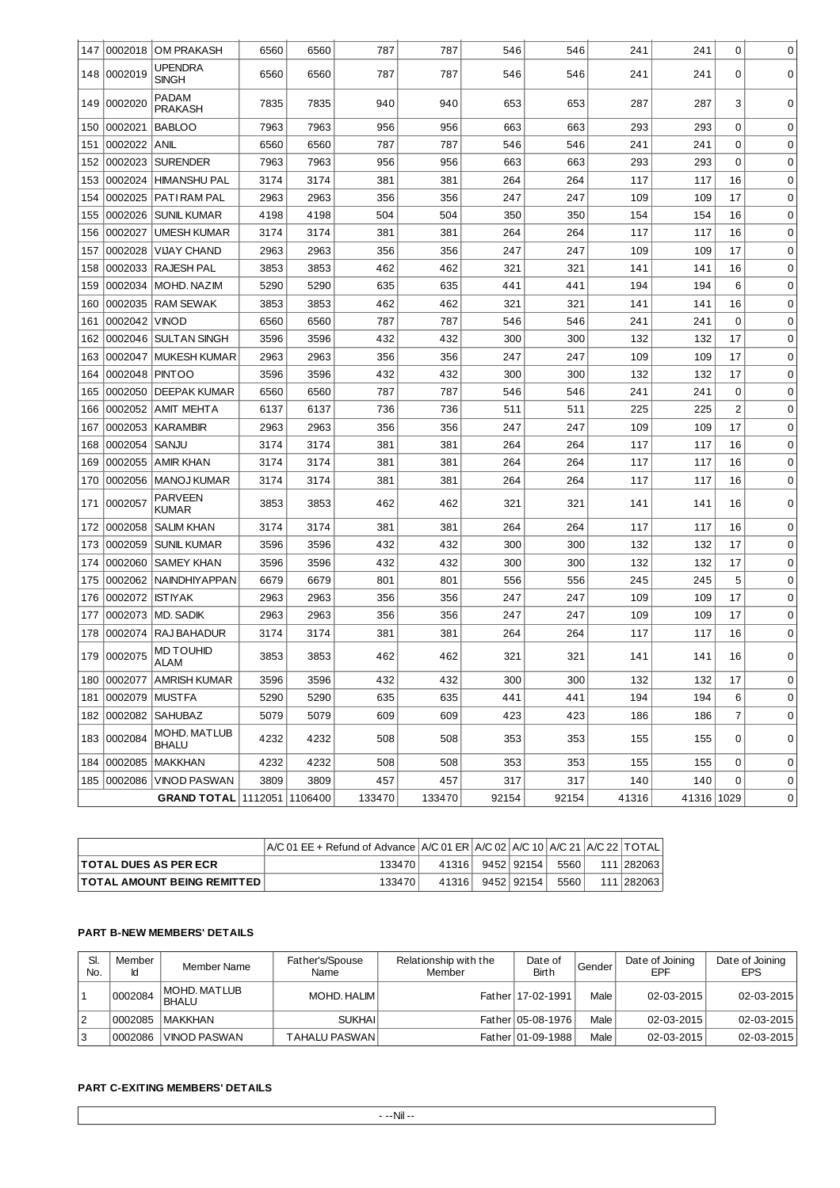| 147 | 0002018 | OM PRAKASH | 6560 | 6560 | 787 | 787 | 546 | 546 | 241 | 241 | 0 | 0 |
|---|---|---|---|---|---|---|---|---|---|---|---|---|
| 148 | 0002019 | UPENDRA SINGH | 6560 | 6560 | 787 | 787 | 546 | 546 | 241 | 241 | 0 | 0 |
| 149 | 0002020 | PADAM PRAKASH | 7835 | 7835 | 940 | 940 | 653 | 653 | 287 | 287 | 3 | 0 |
| 150 | 0002021 | BABLOO | 7963 | 7963 | 956 | 956 | 663 | 663 | 293 | 293 | 0 | 0 |
| 151 | 0002022 | ANIL | 6560 | 6560 | 787 | 787 | 546 | 546 | 241 | 241 | 0 | 0 |
| 152 | 0002023 | SURENDER | 7963 | 7963 | 956 | 956 | 663 | 663 | 293 | 293 | 0 | 0 |
| 153 | 0002024 | HIMANSHU PAL | 3174 | 3174 | 381 | 381 | 264 | 264 | 117 | 117 | 16 | 0 |
| 154 | 0002025 | PATI RAM PAL | 2963 | 2963 | 356 | 356 | 247 | 247 | 109 | 109 | 17 | 0 |
| 155 | 0002026 | SUNIL KUMAR | 4198 | 4198 | 504 | 504 | 350 | 350 | 154 | 154 | 16 | 0 |
| 156 | 0002027 | UMESH KUMAR | 3174 | 3174 | 381 | 381 | 264 | 264 | 117 | 117 | 16 | 0 |
| 157 | 0002028 | VIJAY CHAND | 2963 | 2963 | 356 | 356 | 247 | 247 | 109 | 109 | 17 | 0 |
| 158 | 0002033 | RAJESH PAL | 3853 | 3853 | 462 | 462 | 321 | 321 | 141 | 141 | 16 | 0 |
| 159 | 0002034 | MOHD. NAZIM | 5290 | 5290 | 635 | 635 | 441 | 441 | 194 | 194 | 6 | 0 |
| 160 | 0002035 | RAM SEWAK | 3853 | 3853 | 462 | 462 | 321 | 321 | 141 | 141 | 16 | 0 |
| 161 | 0002042 | VINOD | 6560 | 6560 | 787 | 787 | 546 | 546 | 241 | 241 | 0 | 0 |
| 162 | 0002046 | SULTAN SINGH | 3596 | 3596 | 432 | 432 | 300 | 300 | 132 | 132 | 17 | 0 |
| 163 | 0002047 | MUKESH KUMAR | 2963 | 2963 | 356 | 356 | 247 | 247 | 109 | 109 | 17 | 0 |
| 164 | 0002048 | PINTOO | 3596 | 3596 | 432 | 432 | 300 | 300 | 132 | 132 | 17 | 0 |
| 165 | 0002050 | DEEPAK KUMAR | 6560 | 6560 | 787 | 787 | 546 | 546 | 241 | 241 | 0 | 0 |
| 166 | 0002052 | AMIT MEHTA | 6137 | 6137 | 736 | 736 | 511 | 511 | 225 | 225 | 2 | 0 |
| 167 | 0002053 | KARAMBIR | 2963 | 2963 | 356 | 356 | 247 | 247 | 109 | 109 | 17 | 0 |
| 168 | 0002054 | SANJU | 3174 | 3174 | 381 | 381 | 264 | 264 | 117 | 117 | 16 | 0 |
| 169 | 0002055 | AMIR KHAN | 3174 | 3174 | 381 | 381 | 264 | 264 | 117 | 117 | 16 | 0 |
| 170 | 0002056 | MANOJ KUMAR | 3174 | 3174 | 381 | 381 | 264 | 264 | 117 | 117 | 16 | 0 |
| 171 | 0002057 | PARVEEN KUMAR | 3853 | 3853 | 462 | 462 | 321 | 321 | 141 | 141 | 16 | 0 |
| 172 | 0002058 | SALIM KHAN | 3174 | 3174 | 381 | 381 | 264 | 264 | 117 | 117 | 16 | 0 |
| 173 | 0002059 | SUNIL KUMAR | 3596 | 3596 | 432 | 432 | 300 | 300 | 132 | 132 | 17 | 0 |
| 174 | 0002060 | SAMEY KHAN | 3596 | 3596 | 432 | 432 | 300 | 300 | 132 | 132 | 17 | 0 |
| 175 | 0002062 | NAINDHIYAPPAN | 6679 | 6679 | 801 | 801 | 556 | 556 | 245 | 245 | 5 | 0 |
| 176 | 0002072 | ISTIYAK | 2963 | 2963 | 356 | 356 | 247 | 247 | 109 | 109 | 17 | 0 |
| 177 | 0002073 | MD. SADIK | 2963 | 2963 | 356 | 356 | 247 | 247 | 109 | 109 | 17 | 0 |
| 178 | 0002074 | RAJ BAHADUR | 3174 | 3174 | 381 | 381 | 264 | 264 | 117 | 117 | 16 | 0 |
| 179 | 0002075 | MD TOUHID ALAM | 3853 | 3853 | 462 | 462 | 321 | 321 | 141 | 141 | 16 | 0 |
| 180 | 0002077 | AMRISH KUMAR | 3596 | 3596 | 432 | 432 | 300 | 300 | 132 | 132 | 17 | 0 |
| 181 | 0002079 | MUSTFA | 5290 | 5290 | 635 | 635 | 441 | 441 | 194 | 194 | 6 | 0 |
| 182 | 0002082 | SAHUBAZ | 5079 | 5079 | 609 | 609 | 423 | 423 | 186 | 186 | 7 | 0 |
| 183 | 0002084 | MOHD. MATLUB BHALU | 4232 | 4232 | 508 | 508 | 353 | 353 | 155 | 155 | 0 | 0 |
| 184 | 0002085 | MAKKHAN | 4232 | 4232 | 508 | 508 | 353 | 353 | 155 | 155 | 0 | 0 |
| 185 | 0002086 | VINOD PASWAN | 3809 | 3809 | 457 | 457 | 317 | 317 | 140 | 140 | 0 | 0 |
| | | **GRAND TOTAL** | 1112051 | 1106400 | 133470 | 133470 | 92154 | 92154 | 41316 | 41316 | 1029 | 0 |

| | A/C 01 EE + Refund of Advance | A/C 01 ER | A/C 02 | A/C 10 | A/C 21 | A/C 22 | TOTAL |
|---|---|---|---|---|---|---|---|
| **TOTAL DUES AS PER ECR** | 133470 | 41316 | 9452 | 92154 | 5560 | 111 | 282063 |
| **TOTAL AMOUNT BEING REMITTED** | 133470 | 41316 | 9452 | 92154 | 5560 | 111 | 282063 |

**PART B-NEW MEMBERS' DETAILS**

| Sl. No. | Member Id | Member Name | Father's/Spouse Name | Relationship with the Member | Date of Birth | Gender | Date of Joining EPF | Date of Joining EPS |
|---|---|---|---|---|---|---|---|---|
| 1 | 0002084 | MOHD. MATLUB BHALU | MOHD. HALIM | Father | 17-02-1991 | Male | 02-03-2015 | 02-03-2015 |
| 2 | 0002085 | MAKKHAN | SUKHAI | Father | 05-08-1976 | Male | 02-03-2015 | 02-03-2015 |
| 3 | 0002086 | VINOD PASWAN | TAHALU PASWAN | Father | 01-09-1988 | Male | 02-03-2015 | 02-03-2015 |

**PART C-EXITING MEMBERS' DETAILS**

- --Nil --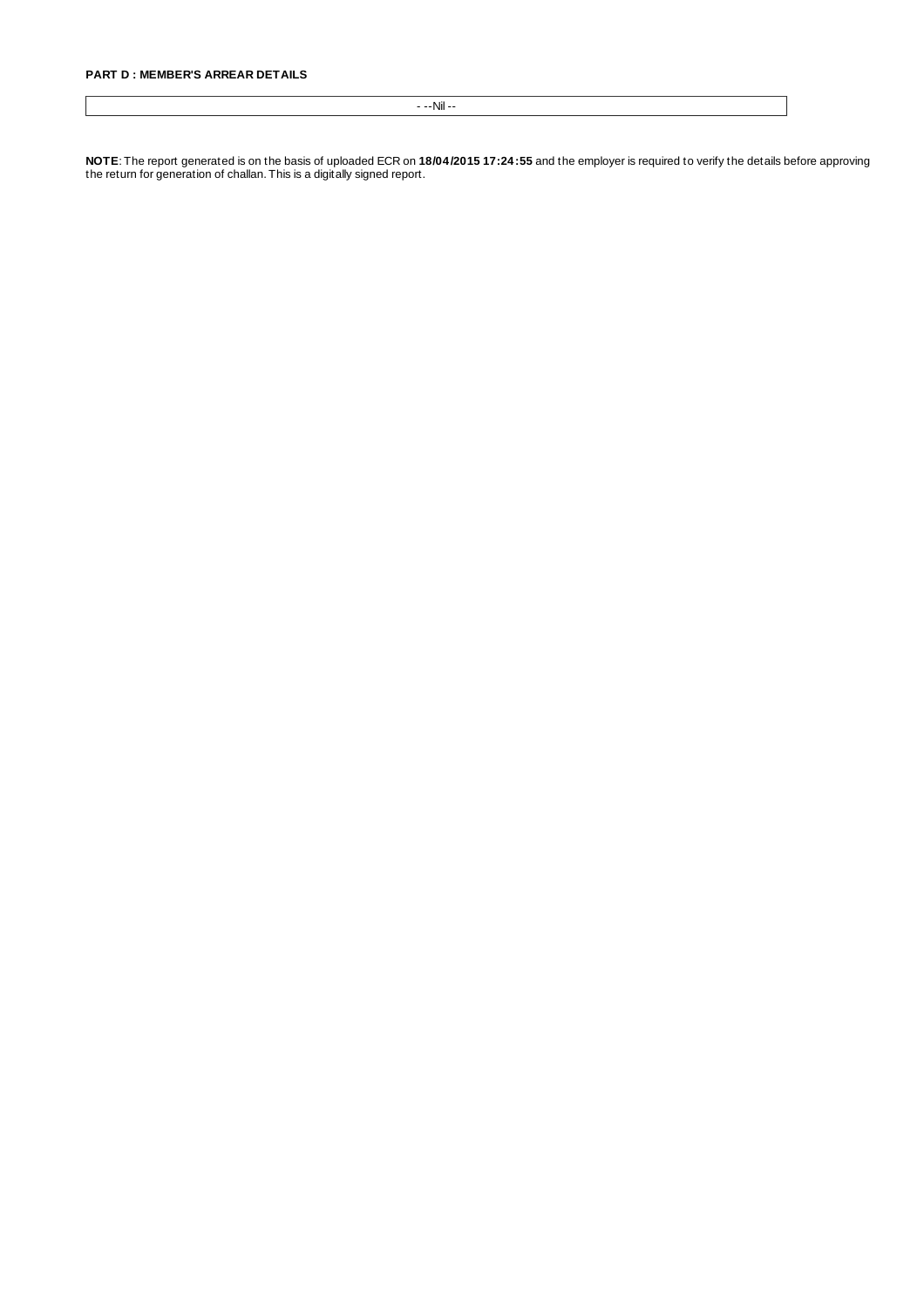**PART D : MEMBER'S ARREAR DETAILS**

| |
|---|
| - --Nil -- |

**NOTE**: The report generated is on the basis of uploaded ECR on **18/04/2015 17:24:55** and the employer is required to verify the details before approving the return for generation of challan. This is a digitally signed report.